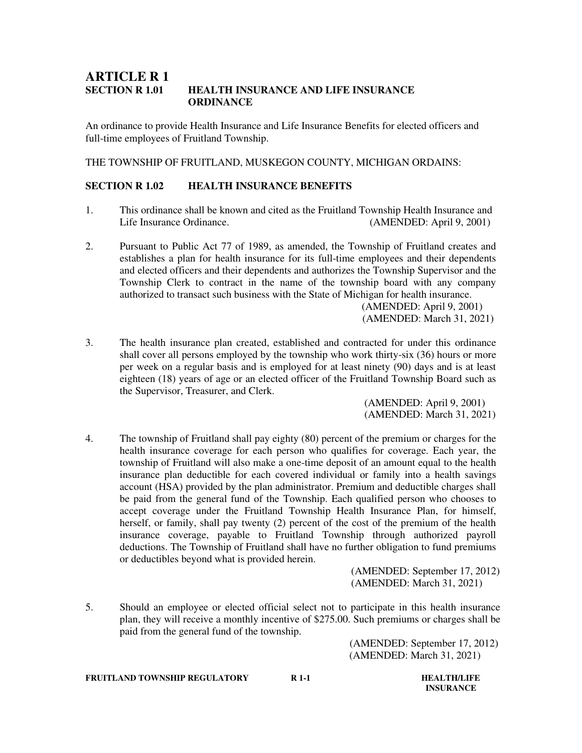# ARTICLE R 1

## SECTION R 1.01 HEALTH INSURANCE AND LIFE INSURANCE ORDINANCE

An ordinance to provide Health Insurance and Life Insurance Benefits for elected officers and full-time employees of Fruitland Township.

THE TOWNSHIP OF FRUITLAND, MUSKEGON COUNTY, MICHIGAN ORDAINS:

## SECTION R 1.02 HEALTH INSURANCE BENEFITS

1. This ordinance shall be known and cited as the Fruitland Township Health Insurance and Life Insurance Ordinance. (AMENDED: April 9, 2001)

2. Pursuant to Public Act 77 of 1989, as amended, the Township of Fruitland creates and establishes a plan for health insurance for its full-time employees and their dependents and elected officers and their dependents and authorizes the Township Supervisor and the Township Clerk to contract in the name of the township board with any company authorized to transact such business with the State of Michigan for health insurance.
   (AMENDED: April 9, 2001)
   (AMENDED: March 31, 2021)

3. The health insurance plan created, established and contracted for under this ordinance shall cover all persons employed by the township who work thirty-six (36) hours or more per week on a regular basis and is employed for at least ninety (90) days and is at least eighteen (18) years of age or an elected officer of the Fruitland Township Board such as the Supervisor, Treasurer, and Clerk.
   (AMENDED: April 9, 2001)
   (AMENDED: March 31, 2021)

4. The township of Fruitland shall pay eighty (80) percent of the premium or charges for the health insurance coverage for each person who qualifies for coverage. Each year, the township of Fruitland will also make a one-time deposit of an amount equal to the health insurance plan deductible for each covered individual or family into a health savings account (HSA) provided by the plan administrator. Premium and deductible charges shall be paid from the general fund of the Township. Each qualified person who chooses to accept coverage under the Fruitland Township Health Insurance Plan, for himself, herself, or family, shall pay twenty (2) percent of the cost of the premium of the health insurance coverage, payable to Fruitland Township through authorized payroll deductions. The Township of Fruitland shall have no further obligation to fund premiums or deductibles beyond what is provided herein.
   (AMENDED: September 17, 2012)
   (AMENDED: March 31, 2021)

5. Should an employee or elected official select not to participate in this health insurance plan, they will receive a monthly incentive of $275.00. Such premiums or charges shall be paid from the general fund of the township.
   (AMENDED: September 17, 2012)
   (AMENDED: March 31, 2021)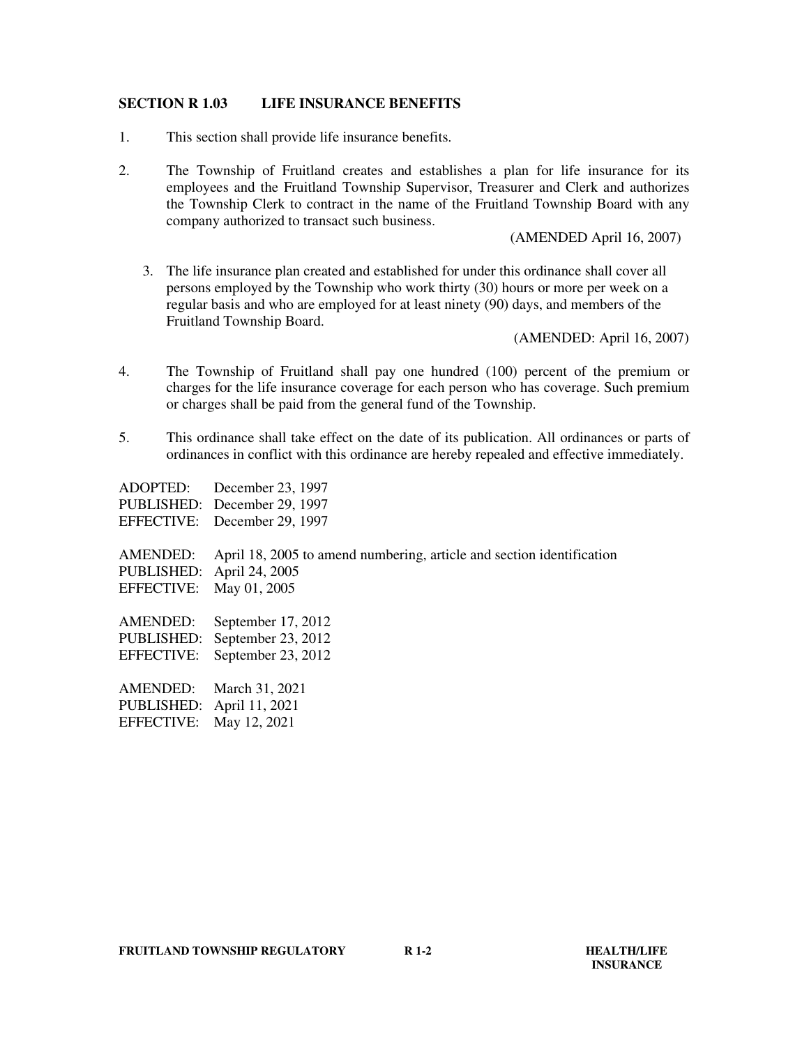## SECTION R 1.03 LIFE INSURANCE BENEFITS

1. This section shall provide life insurance benefits.

2. The Township of Fruitland creates and establishes a plan for life insurance for its employees and the Fruitland Township Supervisor, Treasurer and Clerk and authorizes the Township Clerk to contract in the name of the Fruitland Township Board with any company authorized to transact such business.

   (AMENDED April 16, 2007)

3. The life insurance plan created and established for under this ordinance shall cover all persons employed by the Township who work thirty (30) hours or more per week on a regular basis and who are employed for at least ninety (90) days, and members of the Fruitland Township Board.

   (AMENDED: April 16, 2007)

4. The Township of Fruitland shall pay one hundred (100) percent of the premium or charges for the life insurance coverage for each person who has coverage. Such premium or charges shall be paid from the general fund of the Township.

5. This ordinance shall take effect on the date of its publication. All ordinances or parts of ordinances in conflict with this ordinance are hereby repealed and effective immediately.

ADOPTED: December 23, 1997
PUBLISHED: December 29, 1997
EFFECTIVE: December 29, 1997

AMENDED: April 18, 2005 to amend numbering, article and section identification
PUBLISHED: April 24, 2005
EFFECTIVE: May 01, 2005

AMENDED: September 17, 2012
PUBLISHED: September 23, 2012
EFFECTIVE: September 23, 2012

AMENDED: March 31, 2021
PUBLISHED: April 11, 2021
EFFECTIVE: May 12, 2021